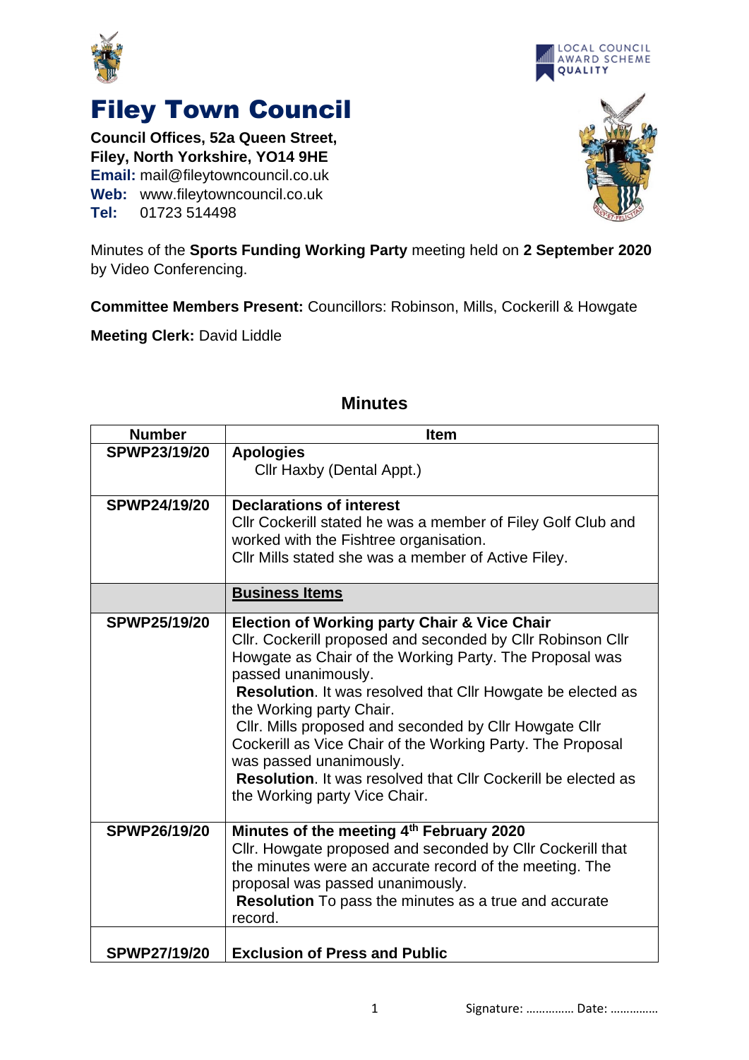# Filey Town Council

**Council Offices, 52a Queen Street,**
**Filey, North Yorkshire, YO14 9HE**
**Email:** mail@fileytowncouncil.co.uk
**Web:** www.fileytowncouncil.co.uk
**Tel:** 01723 514498

Minutes of the **Sports Funding Working Party** meeting held on **2 September 2020** by Video Conferencing.

**Committee Members Present:** Councillors: Robinson, Mills, Cockerill & Howgate

**Meeting Clerk:** David Liddle

## Minutes

| Number | Item |
|---|---|
| **SPWP23/19/20** | **Apologies**<br>Cllr Haxby (Dental Appt.) |
| **SPWP24/19/20** | **Declarations of interest**<br>Cllr Cockerill stated he was a member of Filey Golf Club and worked with the Fishtree organisation.<br>Cllr Mills stated she was a member of Active Filey. |
| | **Business Items** |
| **SPWP25/19/20** | **Election of Working party Chair & Vice Chair**<br>Cllr. Cockerill proposed and seconded by Cllr Robinson Cllr Howgate as Chair of the Working Party. The Proposal was passed unanimously.<br>**Resolution**. It was resolved that Cllr Howgate be elected as the Working party Chair.<br>Cllr. Mills proposed and seconded by Cllr Howgate Cllr Cockerill as Vice Chair of the Working Party. The Proposal was passed unanimously.<br>**Resolution**. It was resolved that Cllr Cockerill be elected as the Working party Vice Chair. |
| **SPWP26/19/20** | **Minutes of the meeting 4th February 2020**<br>Cllr. Howgate proposed and seconded by Cllr Cockerill that the minutes were an accurate record of the meeting. The proposal was passed unanimously.<br>**Resolution** To pass the minutes as a true and accurate record. |
| **SPWP27/19/20** | **Exclusion of Press and Public** |

Signature: …………… Date: ……………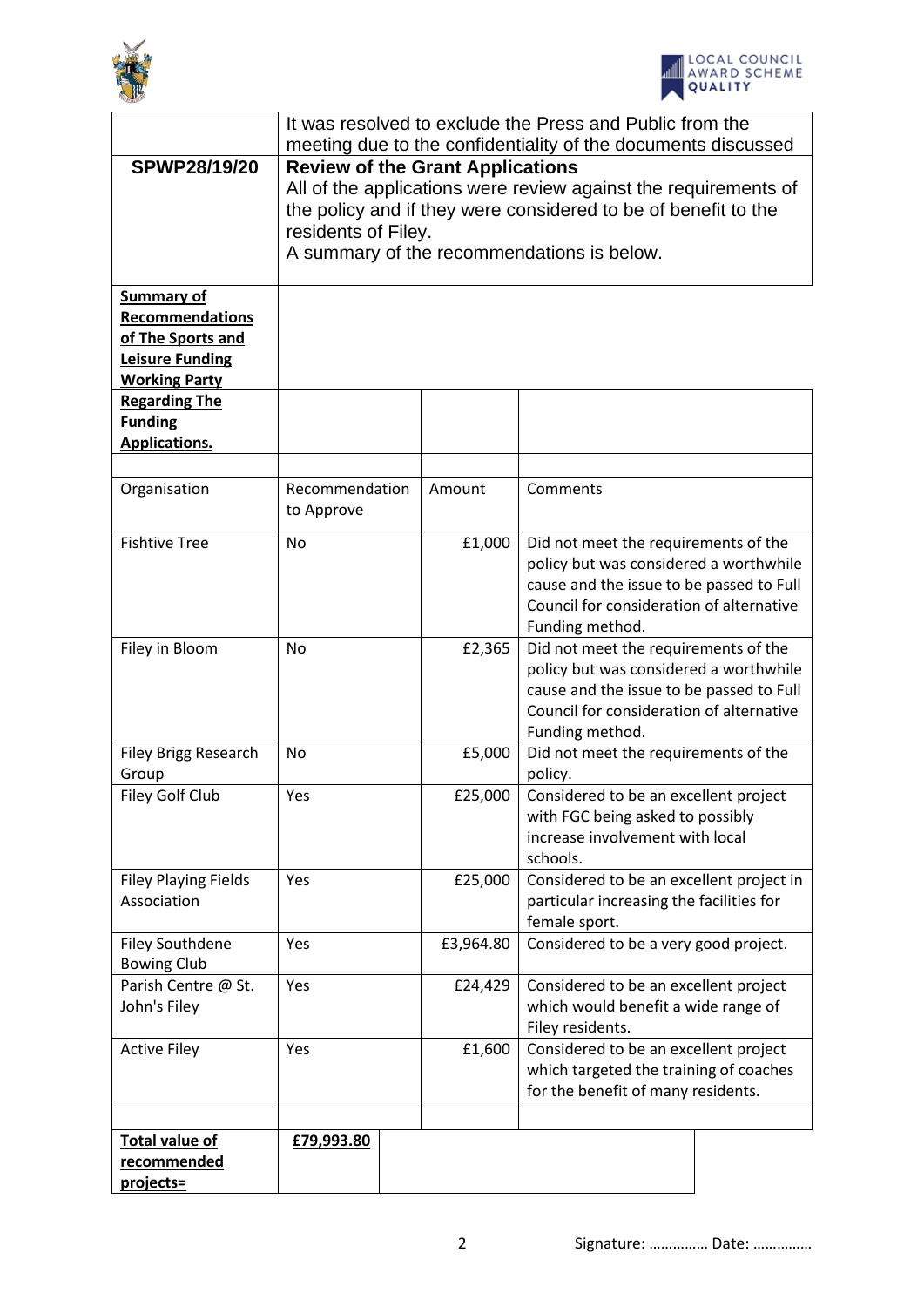| | It was resolved to exclude the Press and Public from the meeting due to the confidentiality of the documents discussed |
|---|---|
| **SPWP28/19/20** | **Review of the Grant Applications**<br>All of the applications were review against the requirements of the policy and if they were considered to be of benefit to the residents of Filey.<br>A summary of the recommendations is below. |

**Summary of Recommendations of The Sports and Leisure Funding Working Party Regarding The Funding Applications.**

| Organisation | Recommendation to Approve | Amount | Comments |
|---|---|---|---|
| Fishtive Tree | No | £1,000 | Did not meet the requirements of the policy but was considered a worthwhile cause and the issue to be passed to Full Council for consideration of alternative Funding method. |
| Filey in Bloom | No | £2,365 | Did not meet the requirements of the policy but was considered a worthwhile cause and the issue to be passed to Full Council for consideration of alternative Funding method. |
| Filey Brigg Research Group | No | £5,000 | Did not meet the requirements of the policy. |
| Filey Golf Club | Yes | £25,000 | Considered to be an excellent project with FGC being asked to possibly increase involvement with local schools. |
| Filey Playing Fields Association | Yes | £25,000 | Considered to be an excellent project in particular increasing the facilities for female sport. |
| Filey Southdene Bowing Club | Yes | £3,964.80 | Considered to be a very good project. |
| Parish Centre @ St. John's Filey | Yes | £24,429 | Considered to be an excellent project which would benefit a wide range of Filey residents. |
| Active Filey | Yes | £1,600 | Considered to be an excellent project which targeted the training of coaches for the benefit of many residents. |
| | | | |
| **Total value of recommended projects=** | **£79,993.80** | | |

Signature: …………… Date: ……………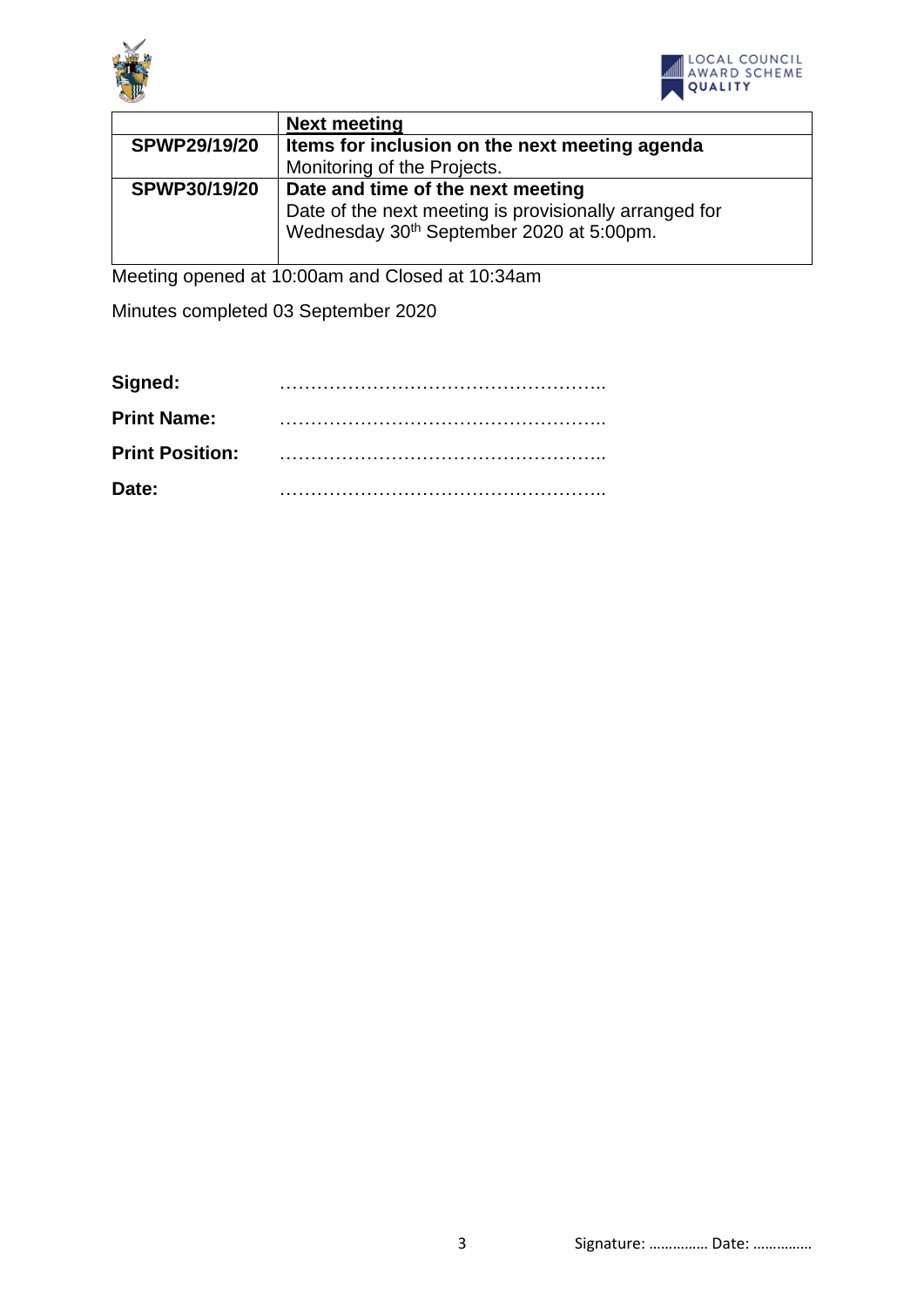| | **Next meeting** |
|---|---|
| **SPWP29/19/20** | **Items for inclusion on the next meeting agenda**<br>Monitoring of the Projects. |
| **SPWP30/19/20** | **Date and time of the next meeting**<br>Date of the next meeting is provisionally arranged for Wednesday 30th September 2020 at 5:00pm. |

Meeting opened at 10:00am and Closed at 10:34am

Minutes completed 03 September 2020

**Signed:** ……………………………………………..

**Print Name:** ……………………………………………..

**Print Position:** ……………………………………………..

**Date:** ……………………………………………..

Signature: …………… Date: ……………